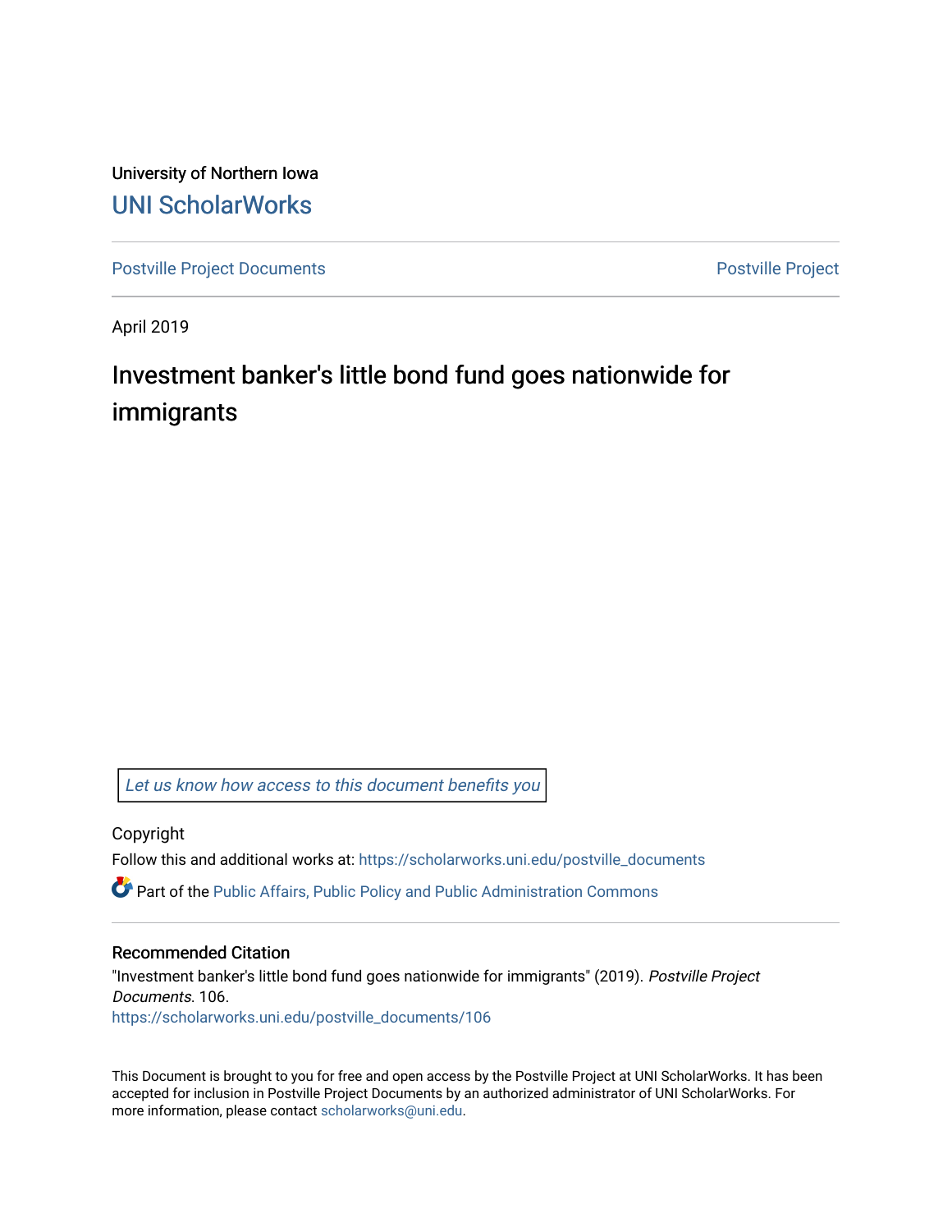University of Northern Iowa

UNI ScholarWorks

Postville Project Documents

Postville Project

April 2019

# Investment banker's little bond fund goes nationwide for immigrants

Let us know how access to this document benefits you

Copyright

Follow this and additional works at: https://scholarworks.uni.edu/postville_documents

Part of the Public Affairs, Public Policy and Public Administration Commons

## Recommended Citation

"Investment banker's little bond fund goes nationwide for immigrants" (2019). *Postville Project Documents*. 106.
https://scholarworks.uni.edu/postville_documents/106

This Document is brought to you for free and open access by the Postville Project at UNI ScholarWorks. It has been accepted for inclusion in Postville Project Documents by an authorized administrator of UNI ScholarWorks. For more information, please contact scholarworks@uni.edu.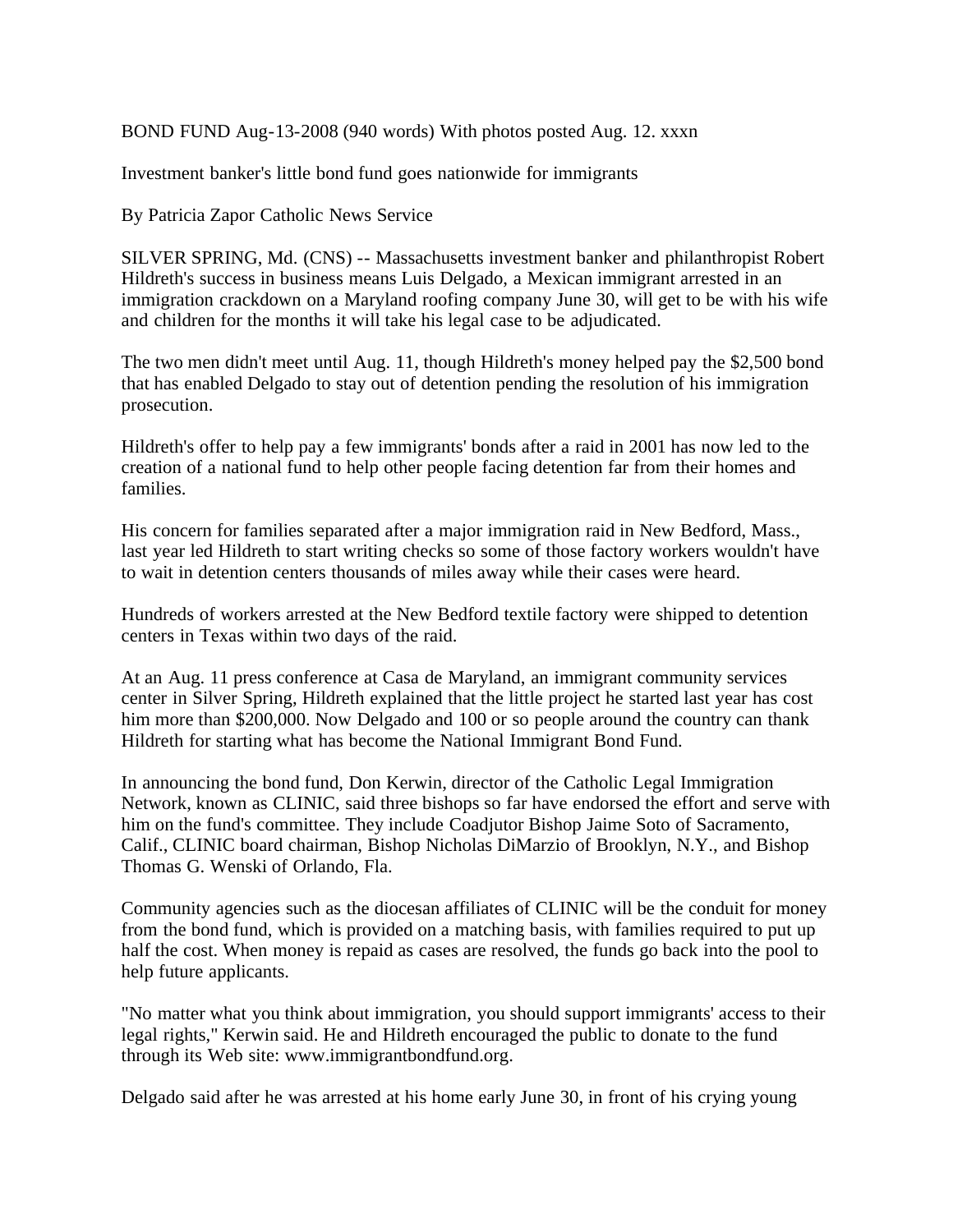BOND FUND Aug-13-2008 (940 words) With photos posted Aug. 12. xxxn

Investment banker's little bond fund goes nationwide for immigrants

By Patricia Zapor Catholic News Service

SILVER SPRING, Md. (CNS) -- Massachusetts investment banker and philanthropist Robert Hildreth's success in business means Luis Delgado, a Mexican immigrant arrested in an immigration crackdown on a Maryland roofing company June 30, will get to be with his wife and children for the months it will take his legal case to be adjudicated.

The two men didn't meet until Aug. 11, though Hildreth's money helped pay the $2,500 bond that has enabled Delgado to stay out of detention pending the resolution of his immigration prosecution.

Hildreth's offer to help pay a few immigrants' bonds after a raid in 2001 has now led to the creation of a national fund to help other people facing detention far from their homes and families.

His concern for families separated after a major immigration raid in New Bedford, Mass., last year led Hildreth to start writing checks so some of those factory workers wouldn't have to wait in detention centers thousands of miles away while their cases were heard.

Hundreds of workers arrested at the New Bedford textile factory were shipped to detention centers in Texas within two days of the raid.

At an Aug. 11 press conference at Casa de Maryland, an immigrant community services center in Silver Spring, Hildreth explained that the little project he started last year has cost him more than $200,000. Now Delgado and 100 or so people around the country can thank Hildreth for starting what has become the National Immigrant Bond Fund.

In announcing the bond fund, Don Kerwin, director of the Catholic Legal Immigration Network, known as CLINIC, said three bishops so far have endorsed the effort and serve with him on the fund's committee. They include Coadjutor Bishop Jaime Soto of Sacramento, Calif., CLINIC board chairman, Bishop Nicholas DiMarzio of Brooklyn, N.Y., and Bishop Thomas G. Wenski of Orlando, Fla.

Community agencies such as the diocesan affiliates of CLINIC will be the conduit for money from the bond fund, which is provided on a matching basis, with families required to put up half the cost. When money is repaid as cases are resolved, the funds go back into the pool to help future applicants.

"No matter what you think about immigration, you should support immigrants' access to their legal rights," Kerwin said. He and Hildreth encouraged the public to donate to the fund through its Web site: www.immigrantbondfund.org.

Delgado said after he was arrested at his home early June 30, in front of his crying young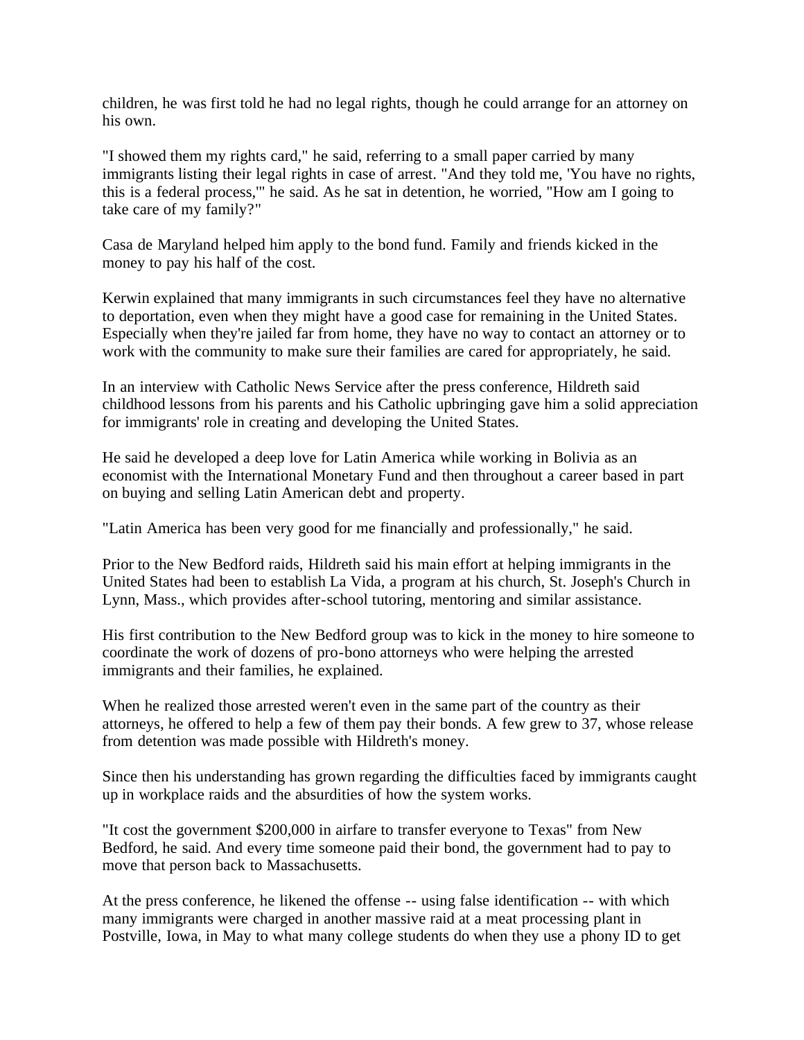children, he was first told he had no legal rights, though he could arrange for an attorney on his own.

"I showed them my rights card," he said, referring to a small paper carried by many immigrants listing their legal rights in case of arrest. "And they told me, 'You have no rights, this is a federal process,'" he said. As he sat in detention, he worried, "How am I going to take care of my family?"

Casa de Maryland helped him apply to the bond fund. Family and friends kicked in the money to pay his half of the cost.

Kerwin explained that many immigrants in such circumstances feel they have no alternative to deportation, even when they might have a good case for remaining in the United States. Especially when they're jailed far from home, they have no way to contact an attorney or to work with the community to make sure their families are cared for appropriately, he said.

In an interview with Catholic News Service after the press conference, Hildreth said childhood lessons from his parents and his Catholic upbringing gave him a solid appreciation for immigrants' role in creating and developing the United States.

He said he developed a deep love for Latin America while working in Bolivia as an economist with the International Monetary Fund and then throughout a career based in part on buying and selling Latin American debt and property.

"Latin America has been very good for me financially and professionally," he said.

Prior to the New Bedford raids, Hildreth said his main effort at helping immigrants in the United States had been to establish La Vida, a program at his church, St. Joseph's Church in Lynn, Mass., which provides after-school tutoring, mentoring and similar assistance.

His first contribution to the New Bedford group was to kick in the money to hire someone to coordinate the work of dozens of pro-bono attorneys who were helping the arrested immigrants and their families, he explained.

When he realized those arrested weren't even in the same part of the country as their attorneys, he offered to help a few of them pay their bonds. A few grew to 37, whose release from detention was made possible with Hildreth's money.

Since then his understanding has grown regarding the difficulties faced by immigrants caught up in workplace raids and the absurdities of how the system works.

"It cost the government $200,000 in airfare to transfer everyone to Texas" from New Bedford, he said. And every time someone paid their bond, the government had to pay to move that person back to Massachusetts.

At the press conference, he likened the offense -- using false identification -- with which many immigrants were charged in another massive raid at a meat processing plant in Postville, Iowa, in May to what many college students do when they use a phony ID to get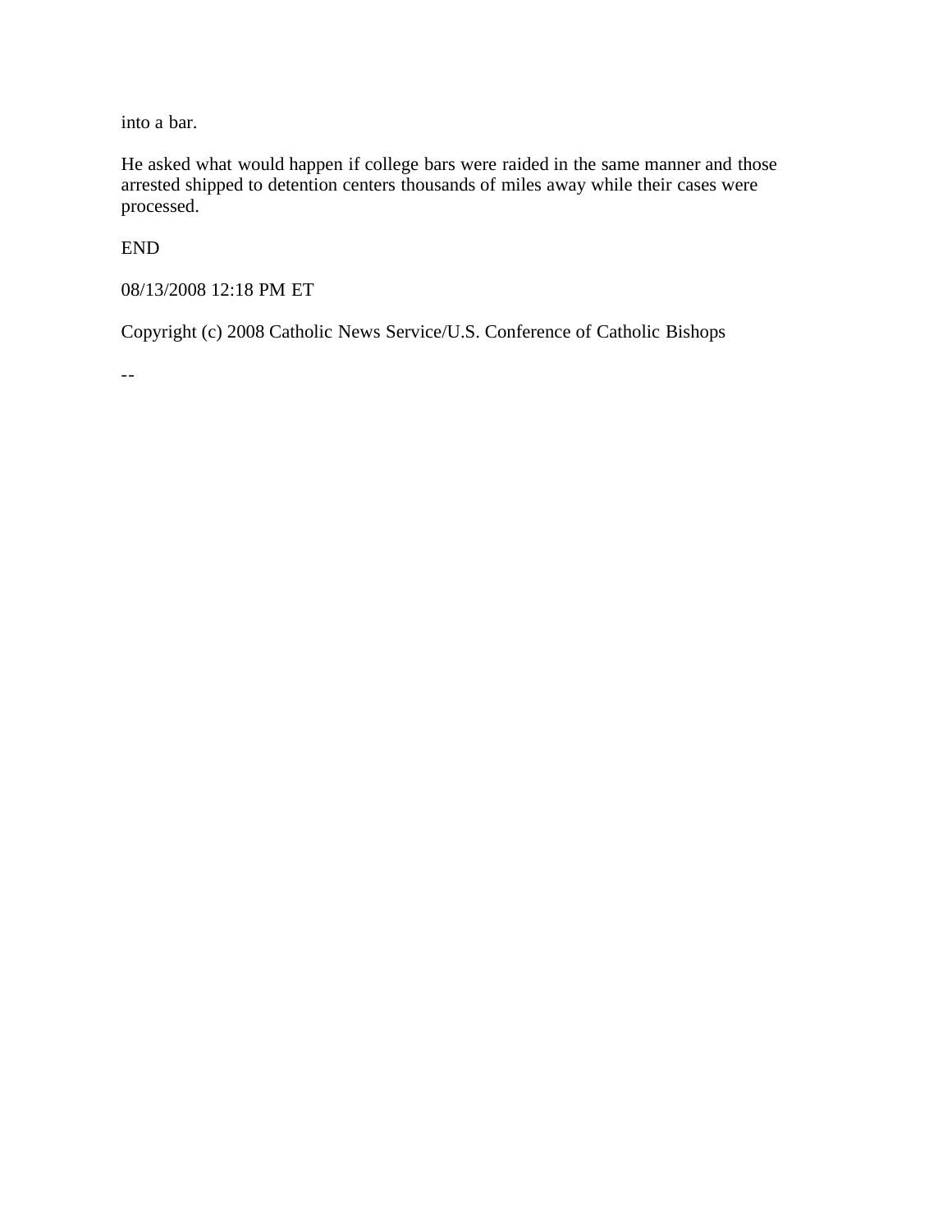into a bar.

He asked what would happen if college bars were raided in the same manner and those arrested shipped to detention centers thousands of miles away while their cases were processed.

END

08/13/2008 12:18 PM ET

Copyright (c) 2008 Catholic News Service/U.S. Conference of Catholic Bishops

--